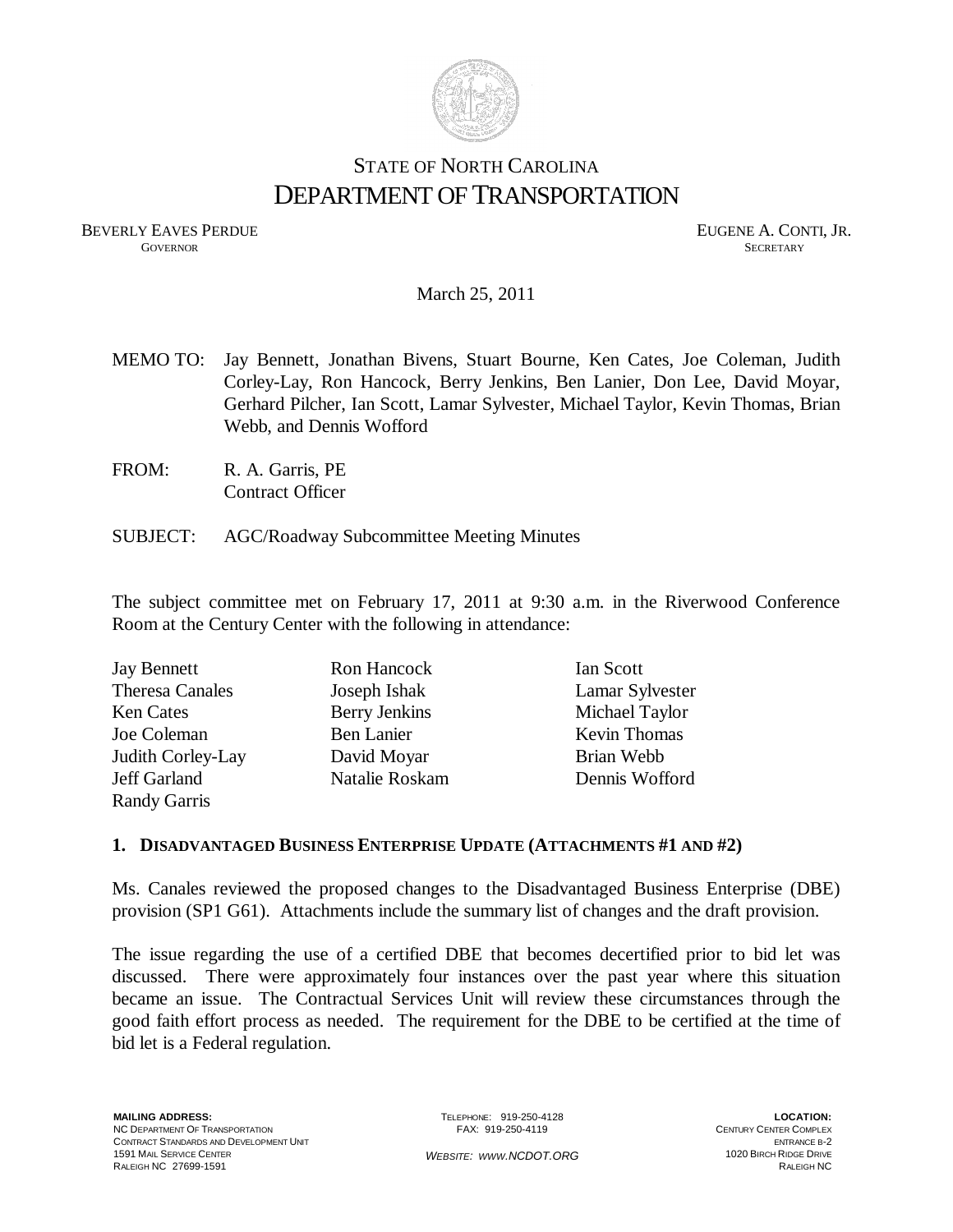STATE OF NORTH CAROLINA
DEPARTMENT OF TRANSPORTATION

BEVERLY EAVES PERDUE
GOVERNOR

EUGENE A. CONTI, JR.
SECRETARY

March 25, 2011

MEMO TO: Jay Bennett, Jonathan Bivens, Stuart Bourne, Ken Cates, Joe Coleman, Judith Corley-Lay, Ron Hancock, Berry Jenkins, Ben Lanier, Don Lee, David Moyar, Gerhard Pilcher, Ian Scott, Lamar Sylvester, Michael Taylor, Kevin Thomas, Brian Webb, and Dennis Wofford

FROM: R. A. Garris, PE
Contract Officer

SUBJECT: AGC/Roadway Subcommittee Meeting Minutes

The subject committee met on February 17, 2011 at 9:30 a.m. in the Riverwood Conference Room at the Century Center with the following in attendance:

| | | |
|---|---|---|
| Jay Bennett | Ron Hancock | Ian Scott |
| Theresa Canales | Joseph Ishak | Lamar Sylvester |
| Ken Cates | Berry Jenkins | Michael Taylor |
| Joe Coleman | Ben Lanier | Kevin Thomas |
| Judith Corley-Lay | David Moyar | Brian Webb |
| Jeff Garland | Natalie Roskam | Dennis Wofford |
| Randy Garris | | |

## 1. DISADVANTAGED BUSINESS ENTERPRISE UPDATE (ATTACHMENTS #1 AND #2)

Ms. Canales reviewed the proposed changes to the Disadvantaged Business Enterprise (DBE) provision (SP1 G61). Attachments include the summary list of changes and the draft provision.

The issue regarding the use of a certified DBE that becomes decertified prior to bid let was discussed. There were approximately four instances over the past year where this situation became an issue. The Contractual Services Unit will review these circumstances through the good faith effort process as needed. The requirement for the DBE to be certified at the time of bid let is a Federal regulation.

MAILING ADDRESS:
NC DEPARTMENT OF TRANSPORTATION
CONTRACT STANDARDS AND DEVELOPMENT UNIT
1591 MAIL SERVICE CENTER
RALEIGH NC 27699-1591

TELEPHONE: 919-250-4128
FAX: 919-250-4119

WEBSITE: WWW.NCDOT.ORG

LOCATION:
CENTURY CENTER COMPLEX
ENTRANCE B-2
1020 BIRCH RIDGE DRIVE
RALEIGH NC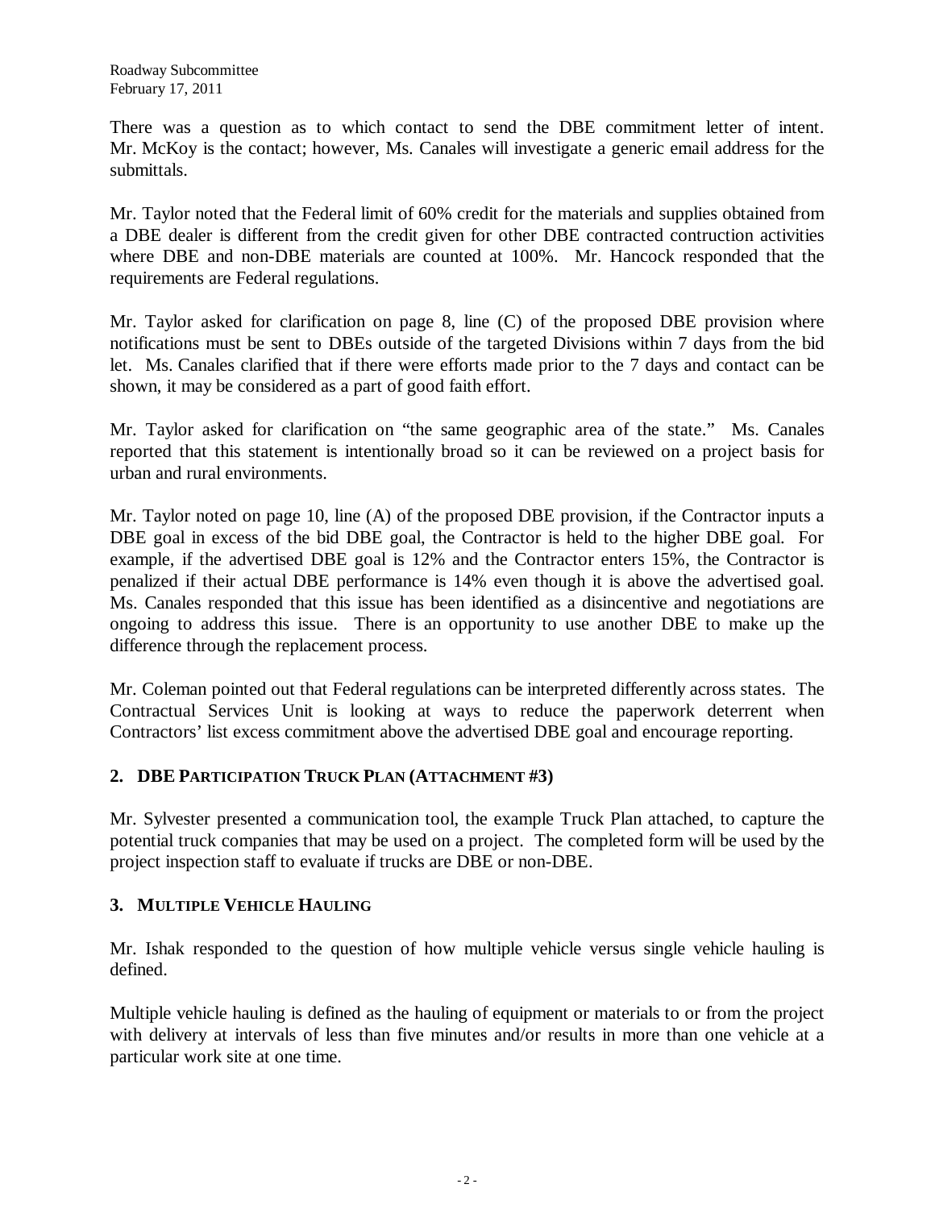There was a question as to which contact to send the DBE commitment letter of intent. Mr. McKoy is the contact; however, Ms. Canales will investigate a generic email address for the submittals.

Mr. Taylor noted that the Federal limit of 60% credit for the materials and supplies obtained from a DBE dealer is different from the credit given for other DBE contracted contruction activities where DBE and non-DBE materials are counted at 100%. Mr. Hancock responded that the requirements are Federal regulations.

Mr. Taylor asked for clarification on page 8, line (C) of the proposed DBE provision where notifications must be sent to DBEs outside of the targeted Divisions within 7 days from the bid let. Ms. Canales clarified that if there were efforts made prior to the 7 days and contact can be shown, it may be considered as a part of good faith effort.

Mr. Taylor asked for clarification on "the same geographic area of the state." Ms. Canales reported that this statement is intentionally broad so it can be reviewed on a project basis for urban and rural environments.

Mr. Taylor noted on page 10, line (A) of the proposed DBE provision, if the Contractor inputs a DBE goal in excess of the bid DBE goal, the Contractor is held to the higher DBE goal. For example, if the advertised DBE goal is 12% and the Contractor enters 15%, the Contractor is penalized if their actual DBE performance is 14% even though it is above the advertised goal. Ms. Canales responded that this issue has been identified as a disincentive and negotiations are ongoing to address this issue. There is an opportunity to use another DBE to make up the difference through the replacement process.

Mr. Coleman pointed out that Federal regulations can be interpreted differently across states. The Contractual Services Unit is looking at ways to reduce the paperwork deterrent when Contractors' list excess commitment above the advertised DBE goal and encourage reporting.

## 2. DBE Participation Truck Plan (Attachment #3)

Mr. Sylvester presented a communication tool, the example Truck Plan attached, to capture the potential truck companies that may be used on a project. The completed form will be used by the project inspection staff to evaluate if trucks are DBE or non-DBE.

## 3. Multiple Vehicle Hauling

Mr. Ishak responded to the question of how multiple vehicle versus single vehicle hauling is defined.

Multiple vehicle hauling is defined as the hauling of equipment or materials to or from the project with delivery at intervals of less than five minutes and/or results in more than one vehicle at a particular work site at one time.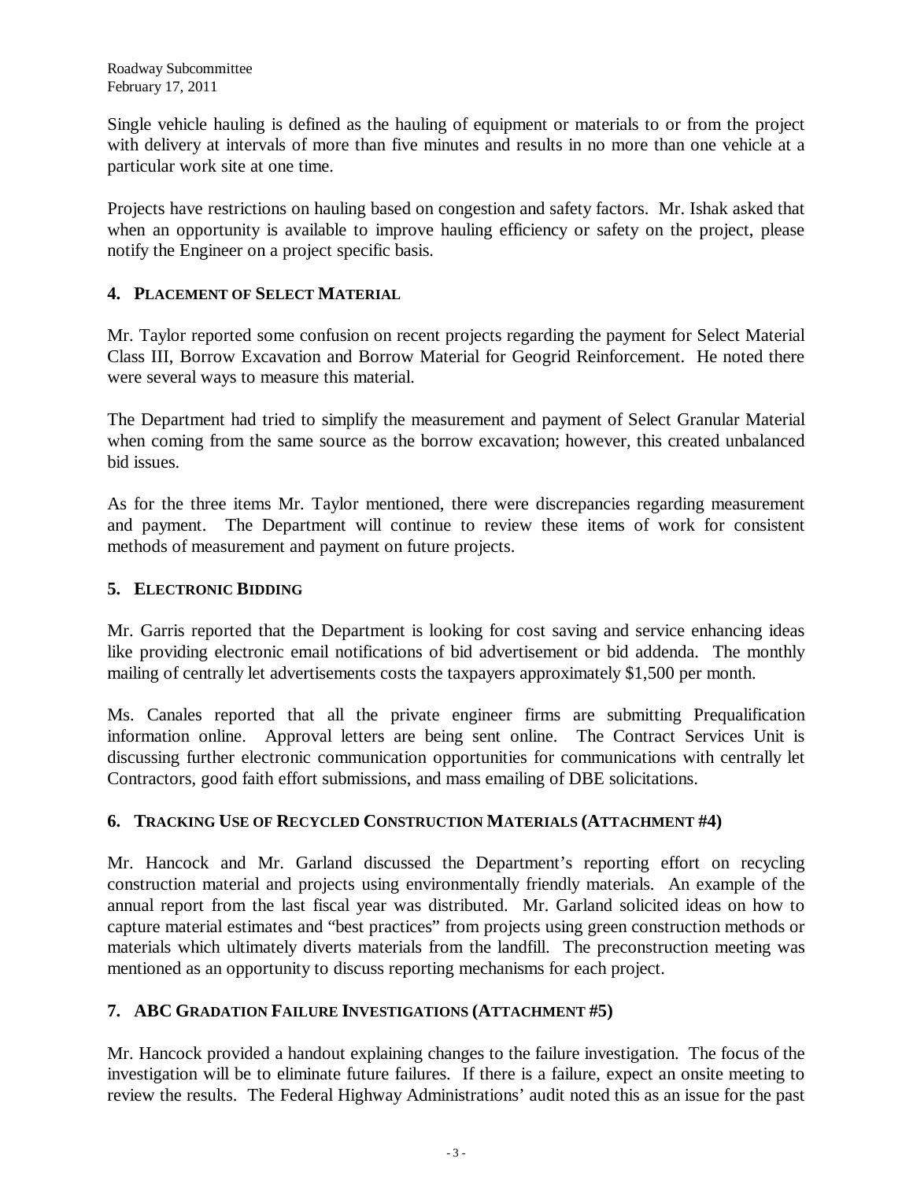Single vehicle hauling is defined as the hauling of equipment or materials to or from the project with delivery at intervals of more than five minutes and results in no more than one vehicle at a particular work site at one time.

Projects have restrictions on hauling based on congestion and safety factors. Mr. Ishak asked that when an opportunity is available to improve hauling efficiency or safety on the project, please notify the Engineer on a project specific basis.

### 4. Placement of Select Material

Mr. Taylor reported some confusion on recent projects regarding the payment for Select Material Class III, Borrow Excavation and Borrow Material for Geogrid Reinforcement. He noted there were several ways to measure this material.

The Department had tried to simplify the measurement and payment of Select Granular Material when coming from the same source as the borrow excavation; however, this created unbalanced bid issues.

As for the three items Mr. Taylor mentioned, there were discrepancies regarding measurement and payment. The Department will continue to review these items of work for consistent methods of measurement and payment on future projects.

### 5. Electronic Bidding

Mr. Garris reported that the Department is looking for cost saving and service enhancing ideas like providing electronic email notifications of bid advertisement or bid addenda. The monthly mailing of centrally let advertisements costs the taxpayers approximately $1,500 per month.

Ms. Canales reported that all the private engineer firms are submitting Prequalification information online. Approval letters are being sent online. The Contract Services Unit is discussing further electronic communication opportunities for communications with centrally let Contractors, good faith effort submissions, and mass emailing of DBE solicitations.

### 6. Tracking Use of Recycled Construction Materials (Attachment #4)

Mr. Hancock and Mr. Garland discussed the Department's reporting effort on recycling construction material and projects using environmentally friendly materials. An example of the annual report from the last fiscal year was distributed. Mr. Garland solicited ideas on how to capture material estimates and "best practices" from projects using green construction methods or materials which ultimately diverts materials from the landfill. The preconstruction meeting was mentioned as an opportunity to discuss reporting mechanisms for each project.

### 7. ABC Gradation Failure Investigations (Attachment #5)

Mr. Hancock provided a handout explaining changes to the failure investigation. The focus of the investigation will be to eliminate future failures. If there is a failure, expect an onsite meeting to review the results. The Federal Highway Administrations' audit noted this as an issue for the past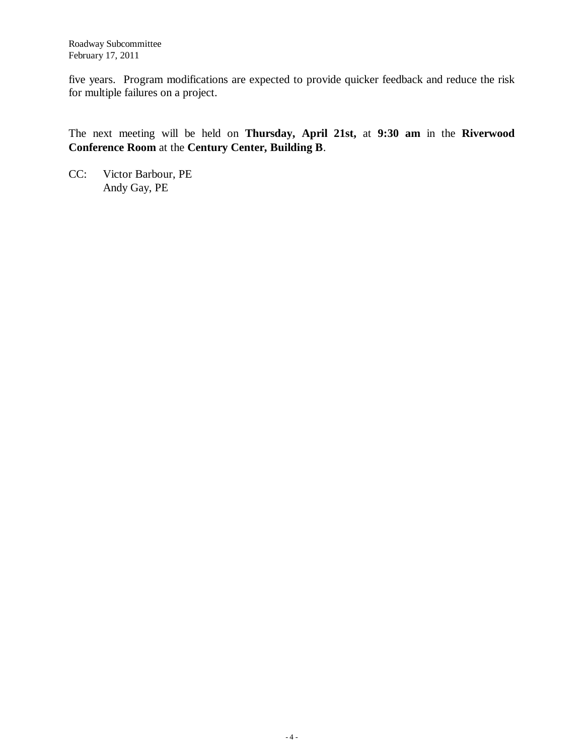five years. Program modifications are expected to provide quicker feedback and reduce the risk for multiple failures on a project.

The next meeting will be held on **Thursday, April 21st,** at **9:30 am** in the **Riverwood Conference Room** at the **Century Center, Building B**.

CC: Victor Barbour, PE
Andy Gay, PE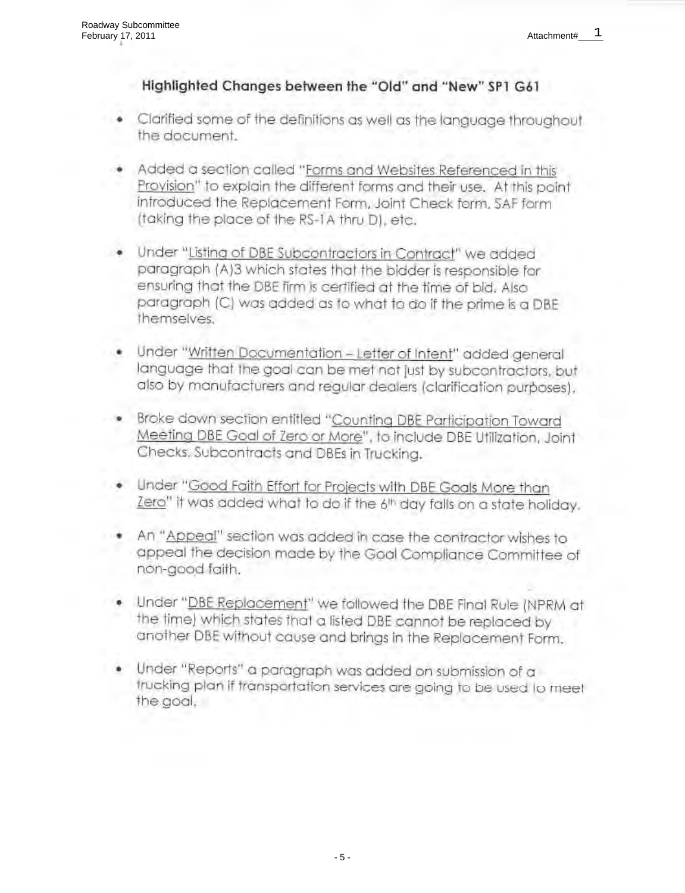## Highlighted Changes between the "Old" and "New" SP1 G61

- Clarified some of the definitions as well as the language throughout the document.
- Added a section called "Forms and Websites Referenced in this Provision" to explain the different forms and their use. At this point introduced the Replacement Form, Joint Check form, SAF form (taking the place of the RS-1A thru D), etc.
- Under "Listing of DBE Subcontractors in Contract" we added paragraph (A)3 which states that the bidder is responsible for ensuring that the DBE firm is certified at the time of bid. Also paragraph (C) was added as to what to do if the prime is a DBE themselves.
- Under "Written Documentation – Letter of Intent" added general language that the goal can be met not just by subcontractors, but also by manufacturers and regular dealers (clarification purposes).
- Broke down section entitled "Counting DBE Participation Toward Meeting DBE Goal of Zero or More", to include DBE Utilization, Joint Checks, Subcontracts and DBEs in Trucking.
- Under "Good Faith Effort for Projects with DBE Goals More than Zero" it was added what to do if the 6th day falls on a state holiday.
- An "Appeal" section was added in case the contractor wishes to appeal the decision made by the Goal Compliance Committee of non-good faith.
- Under "DBE Replacement" we followed the DBE Final Rule (NPRM at the time) which states that a listed DBE cannot be replaced by another DBE without cause and brings in the Replacement Form.
- Under "Reports" a paragraph was added on submission of a trucking plan if transportation services are going to be used to meet the goal.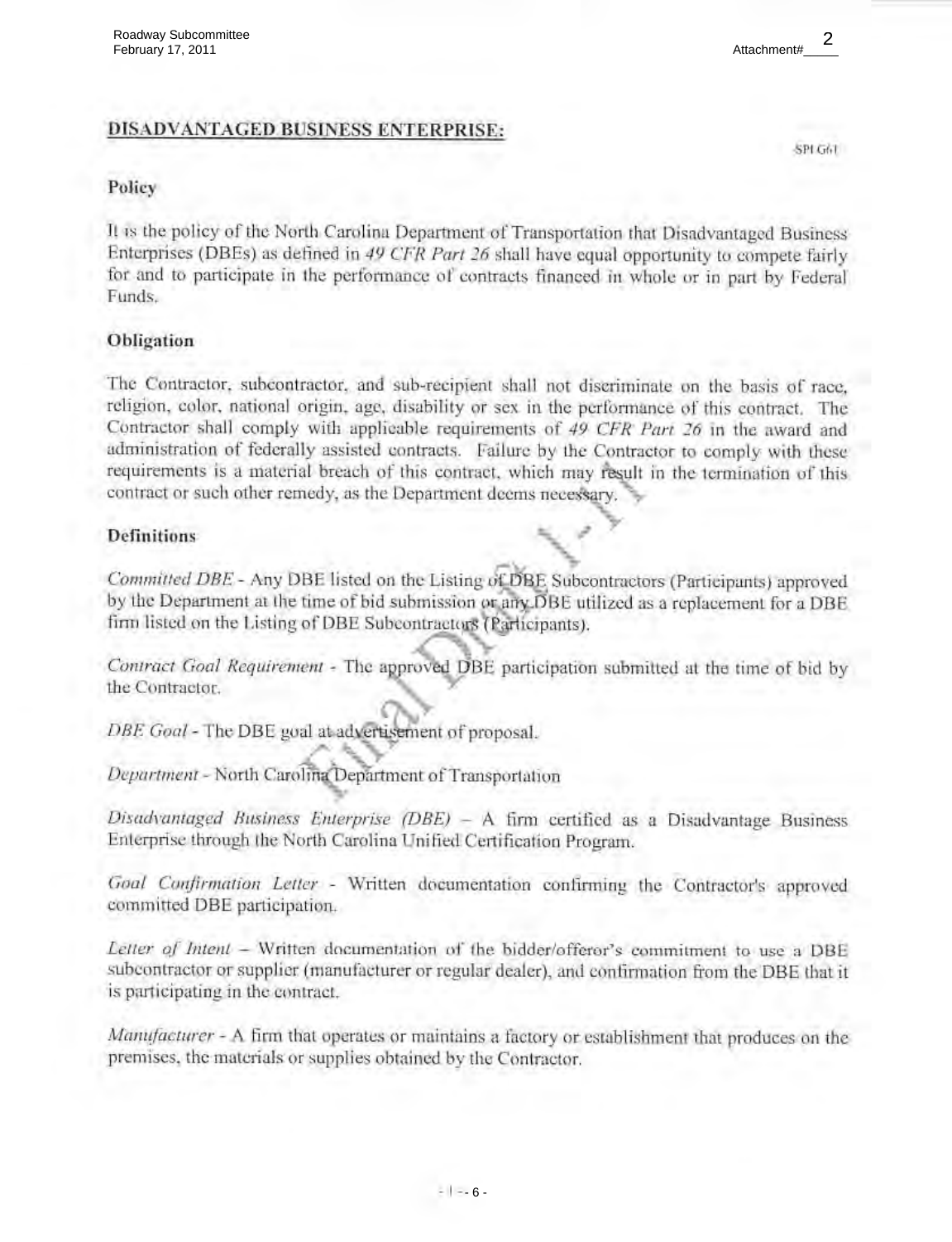## DISADVANTAGED BUSINESS ENTERPRISE:

SP1 G61

### Policy

It is the policy of the North Carolina Department of Transportation that Disadvantaged Business Enterprises (DBEs) as defined in *49 CFR Part 26* shall have equal opportunity to compete fairly for and to participate in the performance of contracts financed in whole or in part by Federal Funds.

### Obligation

The Contractor, subcontractor, and sub-recipient shall not discriminate on the basis of race, religion, color, national origin, age, disability or sex in the performance of this contract. The Contractor shall comply with applicable requirements of *49 CFR Part 26* in the award and administration of federally assisted contracts. Failure by the Contractor to comply with these requirements is a material breach of this contract, which may result in the termination of this contract or such other remedy, as the Department deems necessary.

### Definitions

*Committed DBE* - Any DBE listed on the Listing of DBE Subcontractors (Participants) approved by the Department at the time of bid submission or any DBE utilized as a replacement for a DBE firm listed on the Listing of DBE Subcontractors (Participants).

*Contract Goal Requirement* - The approved DBE participation submitted at the time of bid by the Contractor.

*DBE Goal* - The DBE goal at advertisement of proposal.

*Department* - North Carolina Department of Transportation

*Disadvantaged Business Enterprise (DBE)* – A firm certified as a Disadvantage Business Enterprise through the North Carolina Unified Certification Program.

*Goal Confirmation Letter* - Written documentation confirming the Contractor's approved committed DBE participation.

*Letter of Intent* – Written documentation of the bidder/offeror's commitment to use a DBE subcontractor or supplier (manufacturer or regular dealer), and confirmation from the DBE that it is participating in the contract.

*Manufacturer* - A firm that operates or maintains a factory or establishment that produces on the premises, the materials or supplies obtained by the Contractor.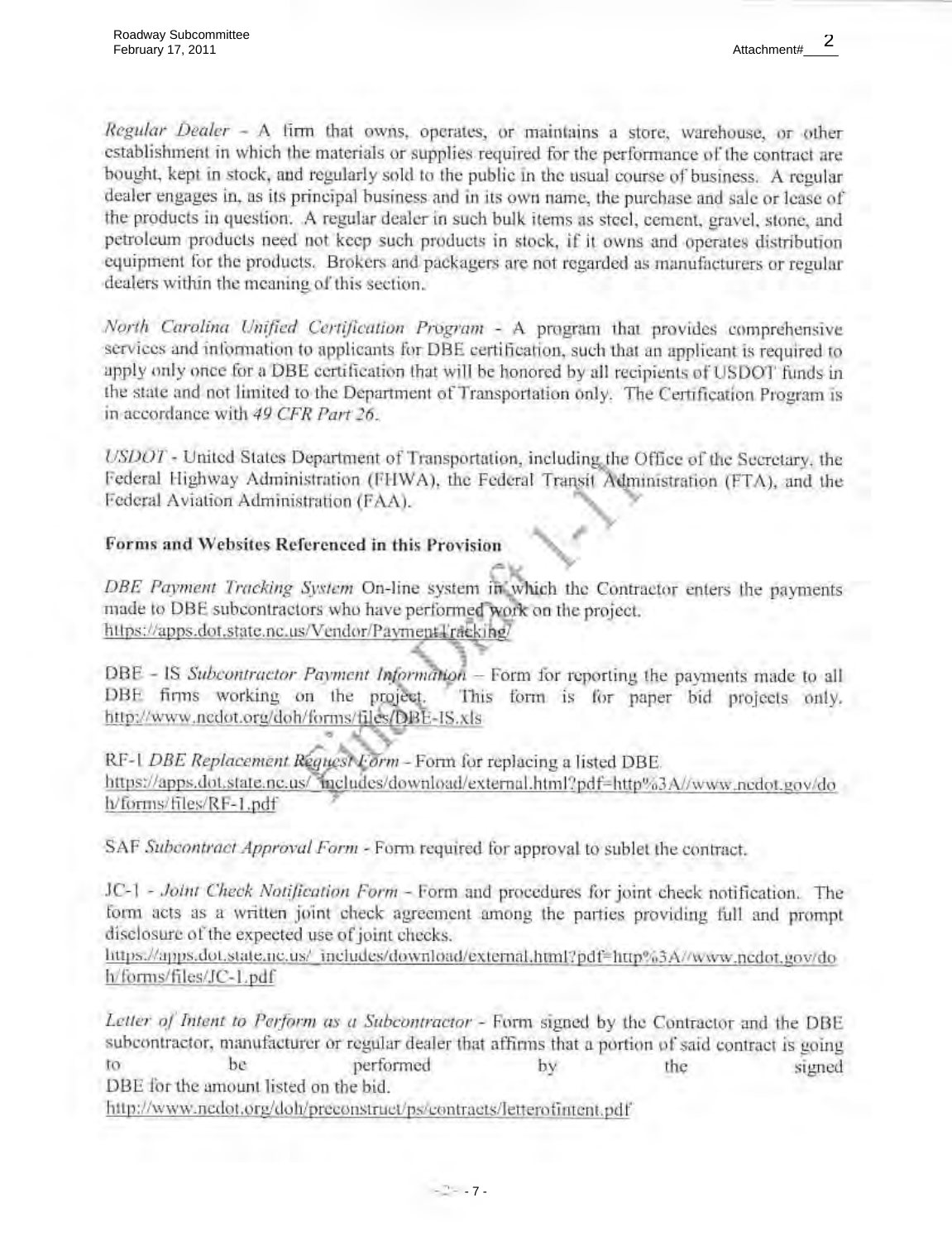*Regular Dealer* - A firm that owns, operates, or maintains a store, warehouse, or other establishment in which the materials or supplies required for the performance of the contract are bought, kept in stock, and regularly sold to the public in the usual course of business. A regular dealer engages in, as its principal business and in its own name, the purchase and sale or lease of the products in question. A regular dealer in such bulk items as steel, cement, gravel, stone, and petroleum products need not keep such products in stock, if it owns and operates distribution equipment for the products. Brokers and packagers are not regarded as manufacturers or regular dealers within the meaning of this section.

*North Carolina Unified Certification Program* - A program that provides comprehensive services and information to applicants for DBE certification, such that an applicant is required to apply only once for a DBE certification that will be honored by all recipients of USDOT funds in the state and not limited to the Department of Transportation only. The Certification Program is in accordance with *49 CFR Part 26*.

*USDOT* - United States Department of Transportation, including the Office of the Secretary, the Federal Highway Administration (FHWA), the Federal Transit Administration (FTA), and the Federal Aviation Administration (FAA).

**Forms and Websites Referenced in this Provision**

*DBE Payment Tracking System* On-line system in which the Contractor enters the payments made to DBE subcontractors who have performed work on the project.
https://apps.dot.state.nc.us/Vendor/PaymentTracking/

DBE - IS *Subcontractor Payment Information* – Form for reporting the payments made to all DBE firms working on the project. This form is for paper bid projects only.
http://www.ncdot.org/doh/forms/files/DBE-IS.xls

RF-1 *DBE Replacement Request Form* - Form for replacing a listed DBE.
https://apps.dot.state.nc.us/_includes/download/external.html?pdf=http%3A//www.ncdot.gov/doh/forms/files/RF-1.pdf

SAF *Subcontract Approval Form* - Form required for approval to sublet the contract.

JC-1 - *Joint Check Notification Form* - Form and procedures for joint check notification. The form acts as a written joint check agreement among the parties providing full and prompt disclosure of the expected use of joint checks.
https://apps.dot.state.nc.us/_includes/download/external.html?pdf=http%3A//www.ncdot.gov/doh/forms/files/JC-1.pdf

*Letter of Intent to Perform as a Subcontractor* - Form signed by the Contractor and the DBE subcontractor, manufacturer or regular dealer that affirms that a portion of said contract is going to be performed by the signed DBE for the amount listed on the bid.
http://www.ncdot.org/doh/preconstruct/ps/contracts/letterofintent.pdf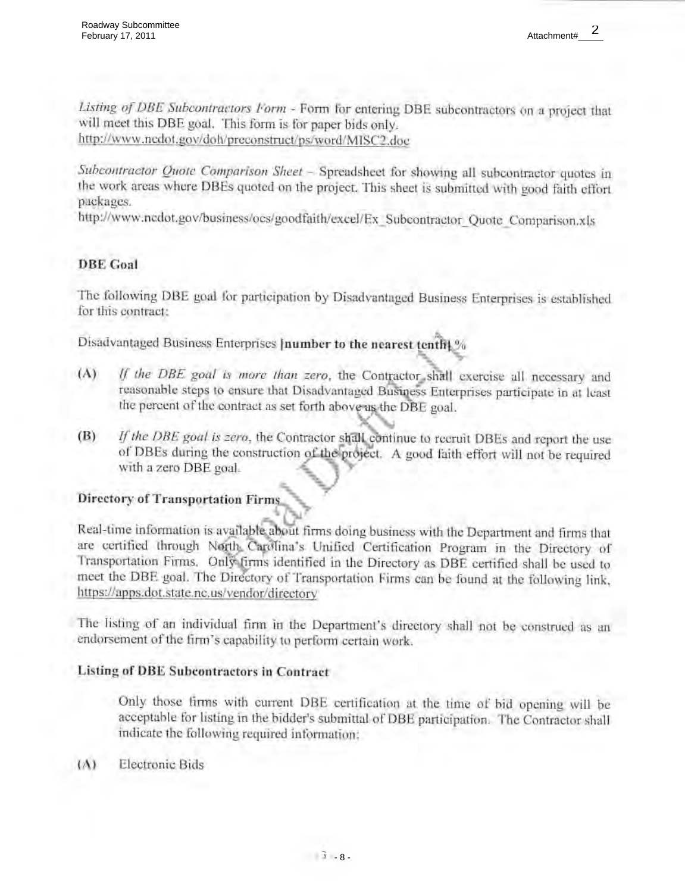*Listing of DBE Subcontractors Form* - Form for entering DBE subcontractors on a project that will meet this DBE goal. This form is for paper bids only.
http://www.ncdot.gov/doh/preconstruct/ps/word/MISC2.doc

*Subcontractor Quote Comparison Sheet* – Spreadsheet for showing all subcontractor quotes in the work areas where DBEs quoted on the project. This sheet is submitted with good faith effort packages.
http://www.ncdot.gov/business/ocs/goodfaith/excel/Ex_Subcontractor_Quote_Comparison.xls

**DBE Goal**

The following DBE goal for participation by Disadvantaged Business Enterprises is established for this contract:

Disadvantaged Business Enterprises **[number to the nearest tenth]** %

(A) *If the DBE goal is more than zero*, the Contractor shall exercise all necessary and reasonable steps to ensure that Disadvantaged Business Enterprises participate in at least the percent of the contract as set forth above as the DBE goal.

(B) *If the DBE goal is zero*, the Contractor shall continue to recruit DBEs and report the use of DBEs during the construction of the project. A good faith effort will not be required with a zero DBE goal.

**Directory of Transportation Firms**

Real-time information is available about firms doing business with the Department and firms that are certified through North Carolina's Unified Certification Program in the Directory of Transportation Firms. Only firms identified in the Directory as DBE certified shall be used to meet the DBE goal. The Directory of Transportation Firms can be found at the following link, https://apps.dot.state.nc.us/vendor/directory

The listing of an individual firm in the Department's directory shall not be construed as an endorsement of the firm's capability to perform certain work.

**Listing of DBE Subcontractors in Contract**

Only those firms with current DBE certification at the time of bid opening will be acceptable for listing in the bidder's submittal of DBE participation. The Contractor shall indicate the following required information:

(A) Electronic Bids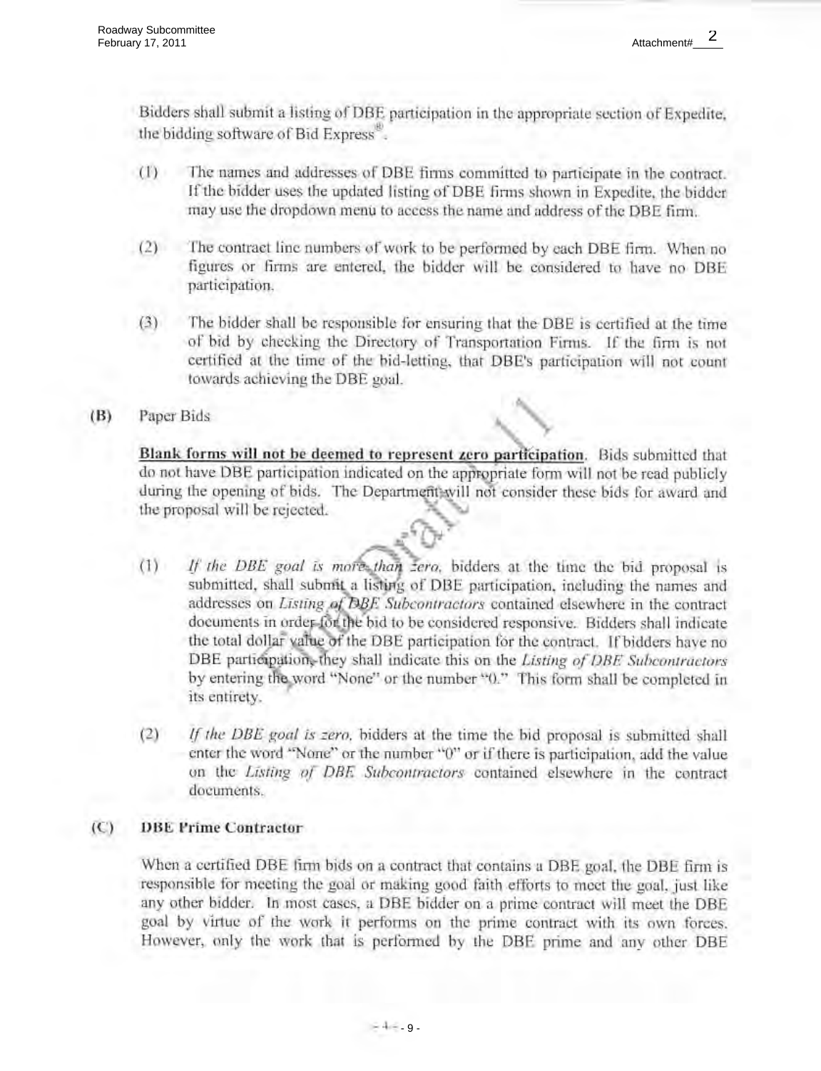Bidders shall submit a listing of DBE participation in the appropriate section of Expedite, the bidding software of Bid Express®.

(1) The names and addresses of DBE firms committed to participate in the contract. If the bidder uses the updated listing of DBE firms shown in Expedite, the bidder may use the dropdown menu to access the name and address of the DBE firm.

(2) The contract line numbers of work to be performed by each DBE firm. When no figures or firms are entered, the bidder will be considered to have no DBE participation.

(3) The bidder shall be responsible for ensuring that the DBE is certified at the time of bid by checking the Directory of Transportation Firms. If the firm is not certified at the time of the bid-letting, that DBE's participation will not count towards achieving the DBE goal.

**(B)** Paper Bids

**Blank forms will not be deemed to represent zero participation**. Bids submitted that do not have DBE participation indicated on the appropriate form will not be read publicly during the opening of bids. The Department will not consider these bids for award and the proposal will be rejected.

(1) *If the DBE goal is more than zero,* bidders at the time the bid proposal is submitted, shall submit a listing of DBE participation, including the names and addresses on *Listing of DBE Subcontractors* contained elsewhere in the contract documents in order for the bid to be considered responsive. Bidders shall indicate the total dollar value of the DBE participation for the contract. If bidders have no DBE participation, they shall indicate this on the *Listing of DBE Subcontractors* by entering the word "None" or the number "0." This form shall be completed in its entirety.

(2) *If the DBE goal is zero,* bidders at the time the bid proposal is submitted shall enter the word "None" or the number "0" or if there is participation, add the value on the *Listing of DBE Subcontractors* contained elsewhere in the contract documents.

**(C) DBE Prime Contractor**

When a certified DBE firm bids on a contract that contains a DBE goal, the DBE firm is responsible for meeting the goal or making good faith efforts to meet the goal, just like any other bidder. In most cases, a DBE bidder on a prime contract will meet the DBE goal by virtue of the work it performs on the prime contract with its own forces. However, only the work that is performed by the DBE prime and any other DBE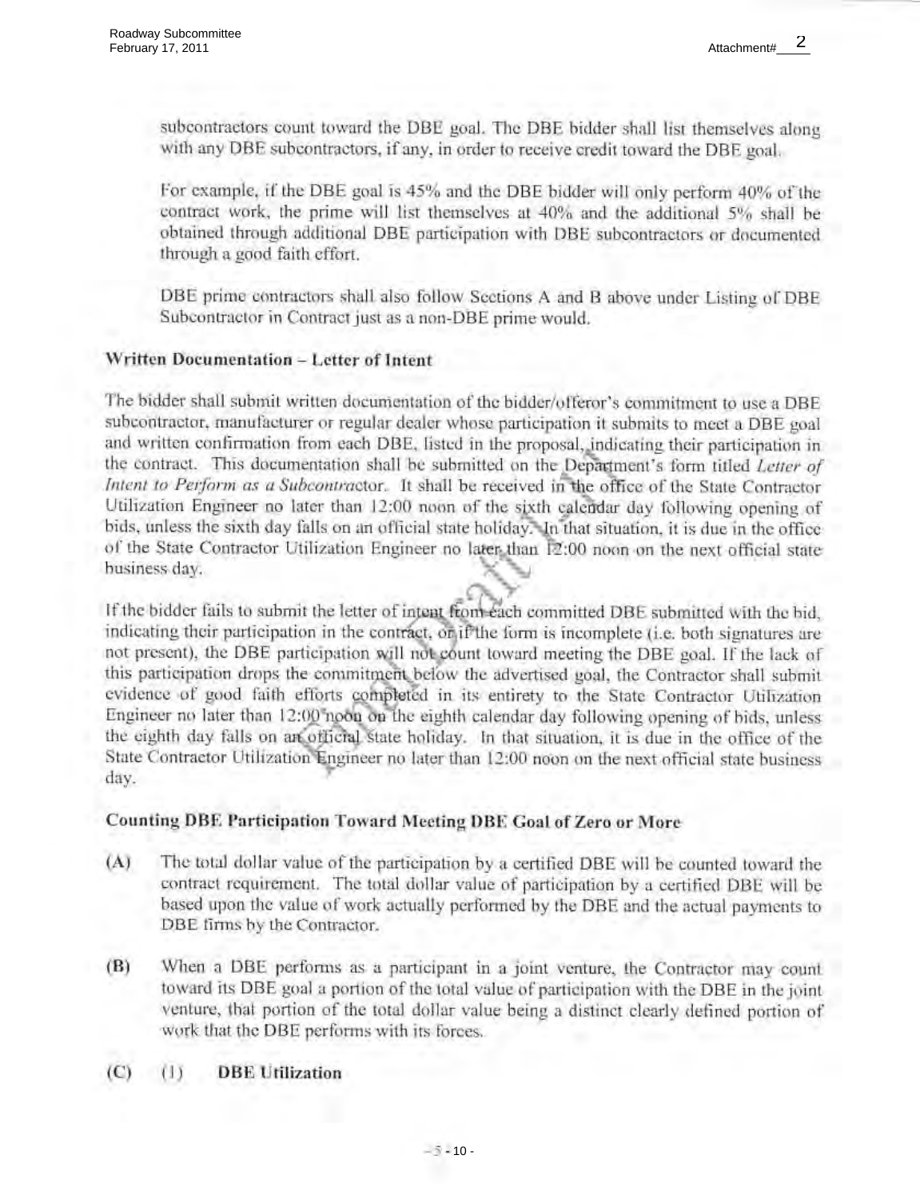subcontractors count toward the DBE goal. The DBE bidder shall list themselves along with any DBE subcontractors, if any, in order to receive credit toward the DBE goal.

For example, if the DBE goal is 45% and the DBE bidder will only perform 40% of the contract work, the prime will list themselves at 40% and the additional 5% shall be obtained through additional DBE participation with DBE subcontractors or documented through a good faith effort.

DBE prime contractors shall also follow Sections A and B above under Listing of DBE Subcontractor in Contract just as a non-DBE prime would.

**Written Documentation – Letter of Intent**

The bidder shall submit written documentation of the bidder/offeror's commitment to use a DBE subcontractor, manufacturer or regular dealer whose participation it submits to meet a DBE goal and written confirmation from each DBE, listed in the proposal, indicating their participation in the contract. This documentation shall be submitted on the Department's form titled *Letter of Intent to Perform as a Subcontractor*. It shall be received in the office of the State Contractor Utilization Engineer no later than 12:00 noon of the sixth calendar day following opening of bids, unless the sixth day falls on an official state holiday. In that situation, it is due in the office of the State Contractor Utilization Engineer no later than 12:00 noon on the next official state business day.

If the bidder fails to submit the letter of intent from each committed DBE submitted with the bid, indicating their participation in the contract, or if the form is incomplete (i.e. both signatures are not present), the DBE participation will not count toward meeting the DBE goal. If the lack of this participation drops the commitment below the advertised goal, the Contractor shall submit evidence of good faith efforts completed in its entirety to the State Contractor Utilization Engineer no later than 12:00 noon on the eighth calendar day following opening of bids, unless the eighth day falls on an official state holiday. In that situation, it is due in the office of the State Contractor Utilization Engineer no later than 12:00 noon on the next official state business day.

**Counting DBE Participation Toward Meeting DBE Goal of Zero or More**

**(A)** The total dollar value of the participation by a certified DBE will be counted toward the contract requirement. The total dollar value of participation by a certified DBE will be based upon the value of work actually performed by the DBE and the actual payments to DBE firms by the Contractor.

**(B)** When a DBE performs as a participant in a joint venture, the Contractor may count toward its DBE goal a portion of the total value of participation with the DBE in the joint venture, that portion of the total dollar value being a distinct clearly defined portion of work that the DBE performs with its forces.

**(C)** (1) **DBE Utilization**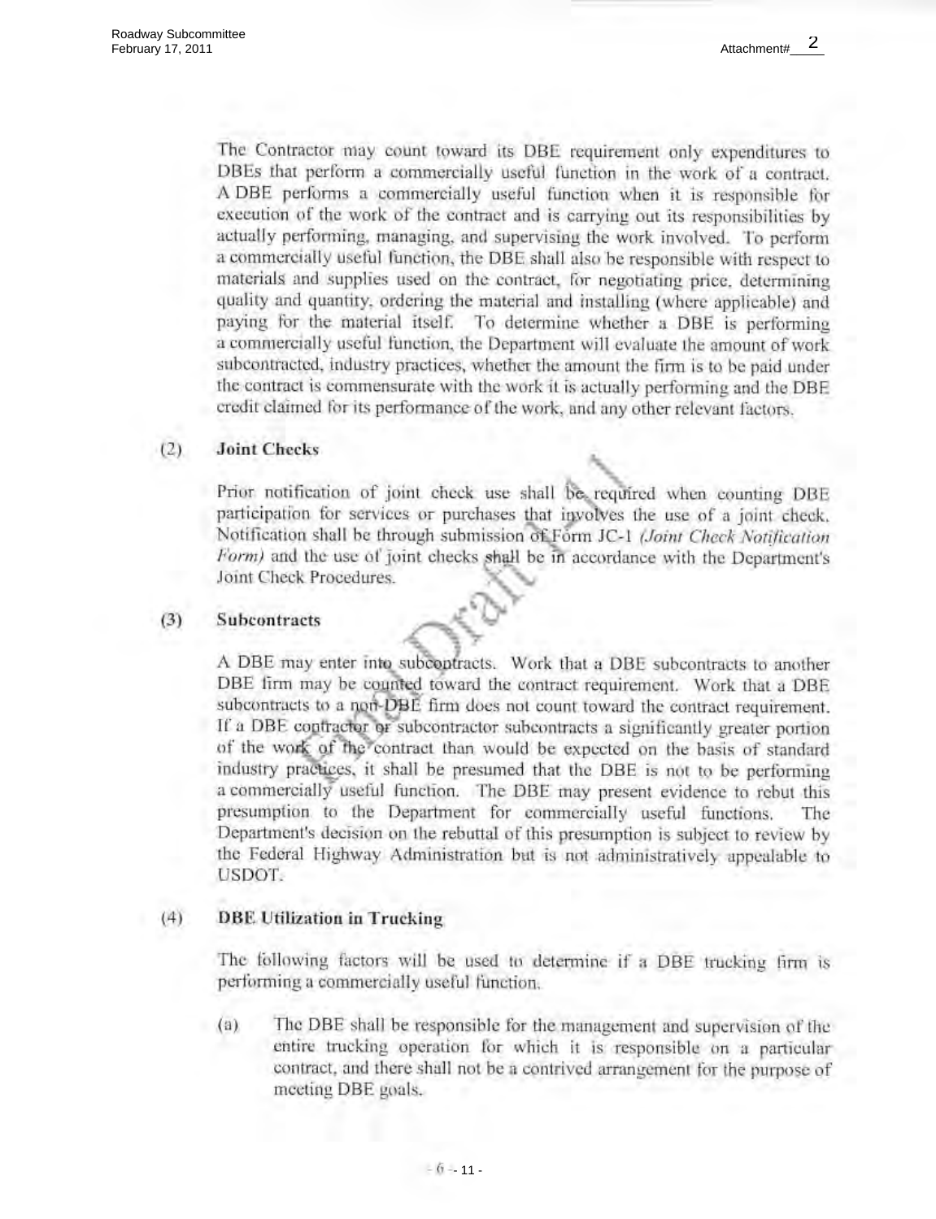The Contractor may count toward its DBE requirement only expenditures to DBEs that perform a commercially useful function in the work of a contract. A DBE performs a commercially useful function when it is responsible for execution of the work of the contract and is carrying out its responsibilities by actually performing, managing, and supervising the work involved. To perform a commercially useful function, the DBE shall also be responsible with respect to materials and supplies used on the contract, for negotiating price, determining quality and quantity, ordering the material and installing (where applicable) and paying for the material itself. To determine whether a DBE is performing a commercially useful function, the Department will evaluate the amount of work subcontracted, industry practices, whether the amount the firm is to be paid under the contract is commensurate with the work it is actually performing and the DBE credit claimed for its performance of the work, and any other relevant factors.

### (2) Joint Checks

Prior notification of joint check use shall be required when counting DBE participation for services or purchases that involves the use of a joint check. Notification shall be through submission of Form JC-1 *(Joint Check Notification Form)* and the use of joint checks shall be in accordance with the Department's Joint Check Procedures.

### (3) Subcontracts

A DBE may enter into subcontracts. Work that a DBE subcontracts to another DBE firm may be counted toward the contract requirement. Work that a DBE subcontracts to a non-DBE firm does not count toward the contract requirement. If a DBE contractor or subcontractor subcontracts a significantly greater portion of the work of the contract than would be expected on the basis of standard industry practices, it shall be presumed that the DBE is not to be performing a commercially useful function. The DBE may present evidence to rebut this presumption to the Department for commercially useful functions. The Department's decision on the rebuttal of this presumption is subject to review by the Federal Highway Administration but is not administratively appealable to USDOT.

### (4) DBE Utilization in Trucking

The following factors will be used to determine if a DBE trucking firm is performing a commercially useful function.

(a) The DBE shall be responsible for the management and supervision of the entire trucking operation for which it is responsible on a particular contract, and there shall not be a contrived arrangement for the purpose of meeting DBE goals.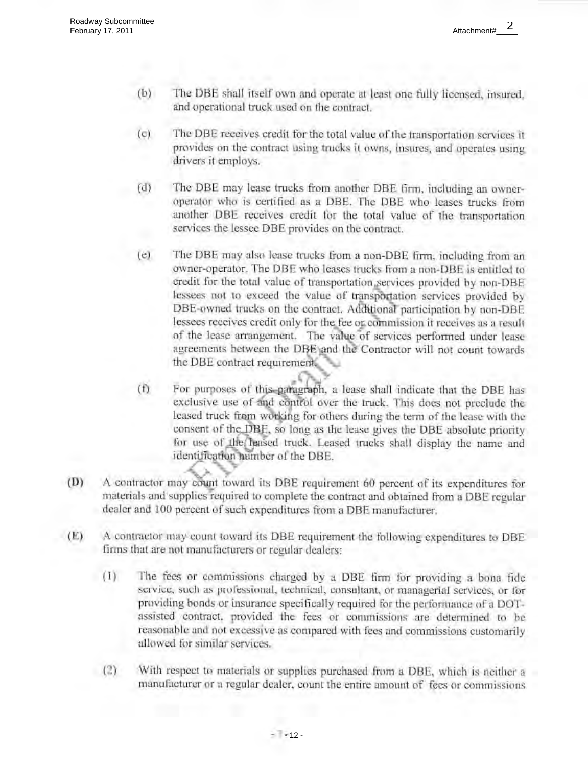(b) The DBE shall itself own and operate at least one fully licensed, insured, and operational truck used on the contract.

(c) The DBE receives credit for the total value of the transportation services it provides on the contract using trucks it owns, insures, and operates using drivers it employs.

(d) The DBE may lease trucks from another DBE firm, including an owner-operator who is certified as a DBE. The DBE who leases trucks from another DBE receives credit for the total value of the transportation services the lessee DBE provides on the contract.

(e) The DBE may also lease trucks from a non-DBE firm, including from an owner-operator. The DBE who leases trucks from a non-DBE is entitled to credit for the total value of transportation services provided by non-DBE lessees not to exceed the value of transportation services provided by DBE-owned trucks on the contract. Additional participation by non-DBE lessees receives credit only for the fee or commission it receives as a result of the lease arrangement. The value of services performed under lease agreements between the DBE and the Contractor will not count towards the DBE contract requirement.

(f) For purposes of this paragraph, a lease shall indicate that the DBE has exclusive use of and control over the truck. This does not preclude the leased truck from working for others during the term of the lease with the consent of the DBE, so long as the lease gives the DBE absolute priority for use of the leased truck. Leased trucks shall display the name and identification number of the DBE.

**(D)** A contractor may count toward its DBE requirement 60 percent of its expenditures for materials and supplies required to complete the contract and obtained from a DBE regular dealer and 100 percent of such expenditures from a DBE manufacturer.

**(E)** A contractor may count toward its DBE requirement the following expenditures to DBE firms that are not manufacturers or regular dealers:

(1) The fees or commissions charged by a DBE firm for providing a bona fide service, such as professional, technical, consultant, or managerial services, or for providing bonds or insurance specifically required for the performance of a DOT-assisted contract, provided the fees or commissions are determined to be reasonable and not excessive as compared with fees and commissions customarily allowed for similar services.

(2) With respect to materials or supplies purchased from a DBE, which is neither a manufacturer or a regular dealer, count the entire amount of fees or commissions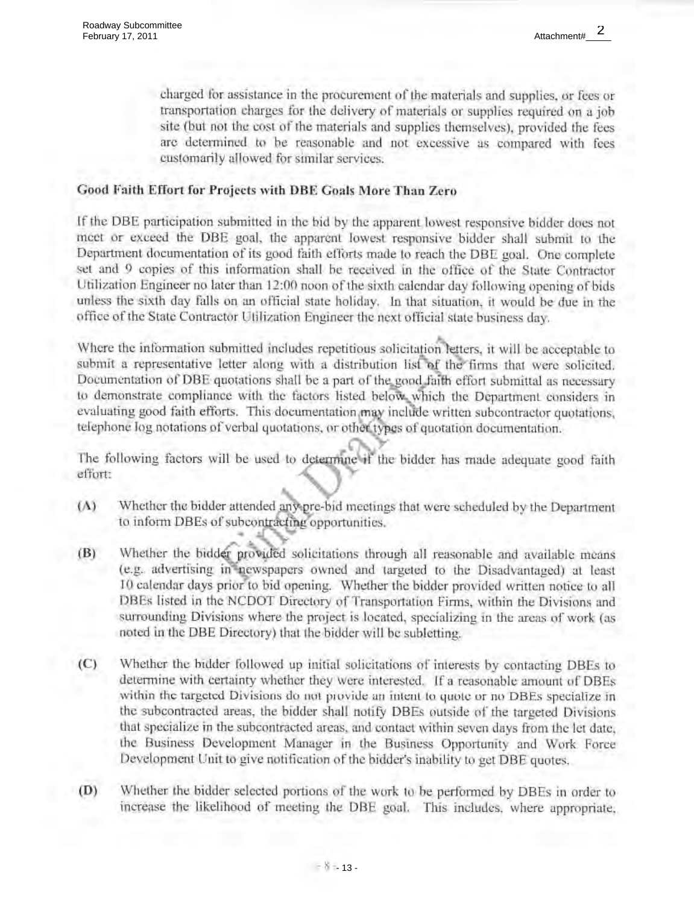charged for assistance in the procurement of the materials and supplies, or fees or transportation charges for the delivery of materials or supplies required on a job site (but not the cost of the materials and supplies themselves), provided the fees are determined to be reasonable and not excessive as compared with fees customarily allowed for similar services.

**Good Faith Effort for Projects with DBE Goals More Than Zero**

If the DBE participation submitted in the bid by the apparent lowest responsive bidder does not meet or exceed the DBE goal, the apparent lowest responsive bidder shall submit to the Department documentation of its good faith efforts made to reach the DBE goal. One complete set and 9 copies of this information shall be received in the office of the State Contractor Utilization Engineer no later than 12:00 noon of the sixth calendar day following opening of bids unless the sixth day falls on an official state holiday. In that situation, it would be due in the office of the State Contractor Utilization Engineer the next official state business day.

Where the information submitted includes repetitious solicitation letters, it will be acceptable to submit a representative letter along with a distribution list of the firms that were solicited. Documentation of DBE quotations shall be a part of the good faith effort submittal as necessary to demonstrate compliance with the factors listed below which the Department considers in evaluating good faith efforts. This documentation may include written subcontractor quotations, telephone log notations of verbal quotations, or other types of quotation documentation.

The following factors will be used to determine if the bidder has made adequate good faith effort:

**(A)** Whether the bidder attended any pre-bid meetings that were scheduled by the Department to inform DBEs of subcontracting opportunities.

**(B)** Whether the bidder provided solicitations through all reasonable and available means (e.g. advertising in newspapers owned and targeted to the Disadvantaged) at least 10 calendar days prior to bid opening. Whether the bidder provided written notice to all DBEs listed in the NCDOT Directory of Transportation Firms, within the Divisions and surrounding Divisions where the project is located, specializing in the areas of work (as noted in the DBE Directory) that the bidder will be subletting.

**(C)** Whether the bidder followed up initial solicitations of interests by contacting DBEs to determine with certainty whether they were interested. If a reasonable amount of DBEs within the targeted Divisions do not provide an intent to quote or no DBEs specialize in the subcontracted areas, the bidder shall notify DBEs outside of the targeted Divisions that specialize in the subcontracted areas, and contact within seven days from the let date, the Business Development Manager in the Business Opportunity and Work Force Development Unit to give notification of the bidder's inability to get DBE quotes.

**(D)** Whether the bidder selected portions of the work to be performed by DBEs in order to increase the likelihood of meeting the DBE goal. This includes, where appropriate,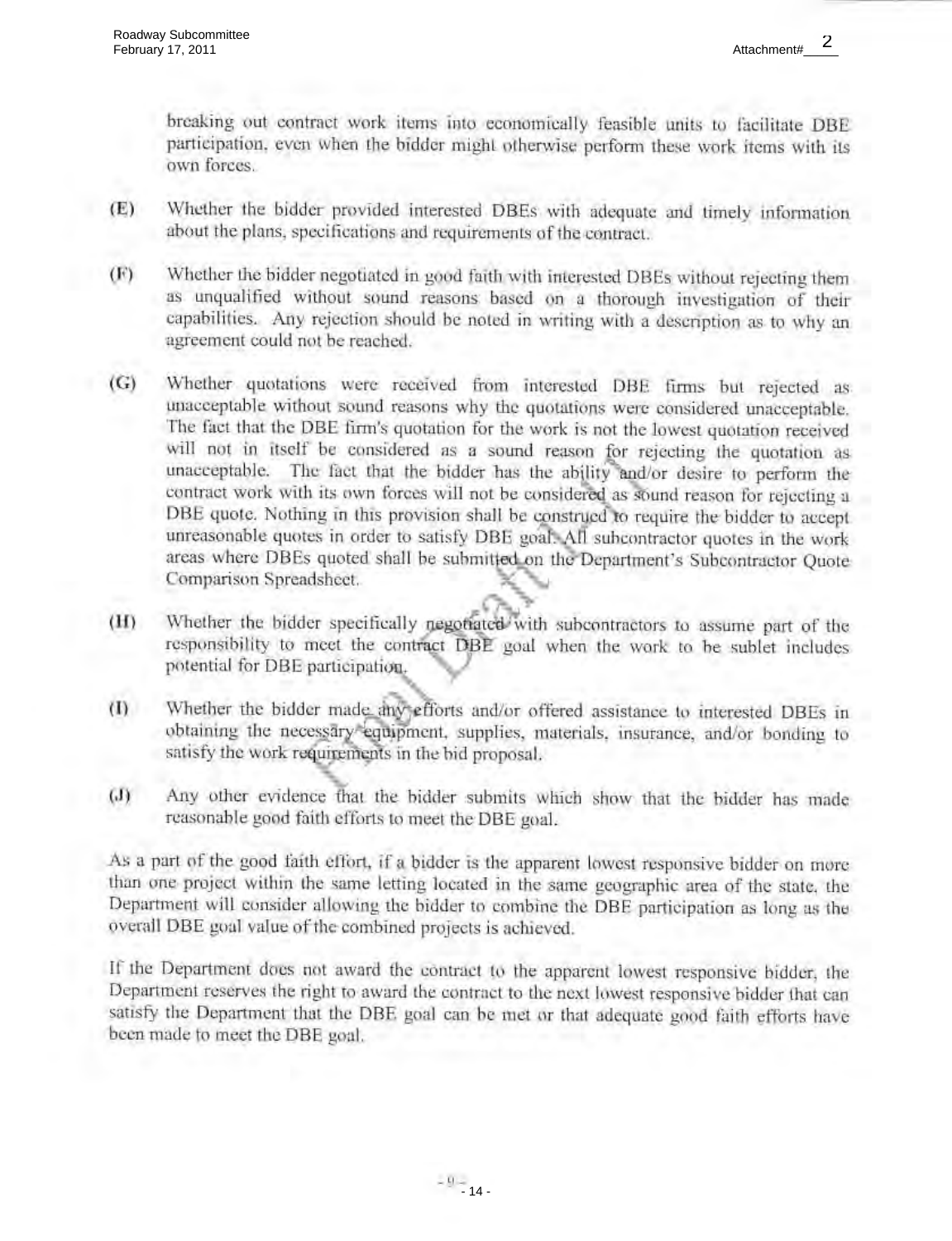breaking out contract work items into economically feasible units to facilitate DBE participation, even when the bidder might otherwise perform these work items with its own forces.

(E) Whether the bidder provided interested DBEs with adequate and timely information about the plans, specifications and requirements of the contract.

(F) Whether the bidder negotiated in good faith with interested DBEs without rejecting them as unqualified without sound reasons based on a thorough investigation of their capabilities. Any rejection should be noted in writing with a description as to why an agreement could not be reached.

(G) Whether quotations were received from interested DBE firms but rejected as unacceptable without sound reasons why the quotations were considered unacceptable. The fact that the DBE firm's quotation for the work is not the lowest quotation received will not in itself be considered as a sound reason for rejecting the quotation as unacceptable. The fact that the bidder has the ability and/or desire to perform the contract work with its own forces will not be considered as sound reason for rejecting a DBE quote. Nothing in this provision shall be construed to require the bidder to accept unreasonable quotes in order to satisfy DBE goal. All subcontractor quotes in the work areas where DBEs quoted shall be submitted on the Department's Subcontractor Quote Comparison Spreadsheet.

(H) Whether the bidder specifically negotiated with subcontractors to assume part of the responsibility to meet the contract DBE goal when the work to be sublet includes potential for DBE participation.

(I) Whether the bidder made any efforts and/or offered assistance to interested DBEs in obtaining the necessary equipment, supplies, materials, insurance, and/or bonding to satisfy the work requirements in the bid proposal.

(J) Any other evidence that the bidder submits which show that the bidder has made reasonable good faith efforts to meet the DBE goal.

As a part of the good faith effort, if a bidder is the apparent lowest responsive bidder on more than one project within the same letting located in the same geographic area of the state, the Department will consider allowing the bidder to combine the DBE participation as long as the overall DBE goal value of the combined projects is achieved.

If the Department does not award the contract to the apparent lowest responsive bidder, the Department reserves the right to award the contract to the next lowest responsive bidder that can satisfy the Department that the DBE goal can be met or that adequate good faith efforts have been made to meet the DBE goal.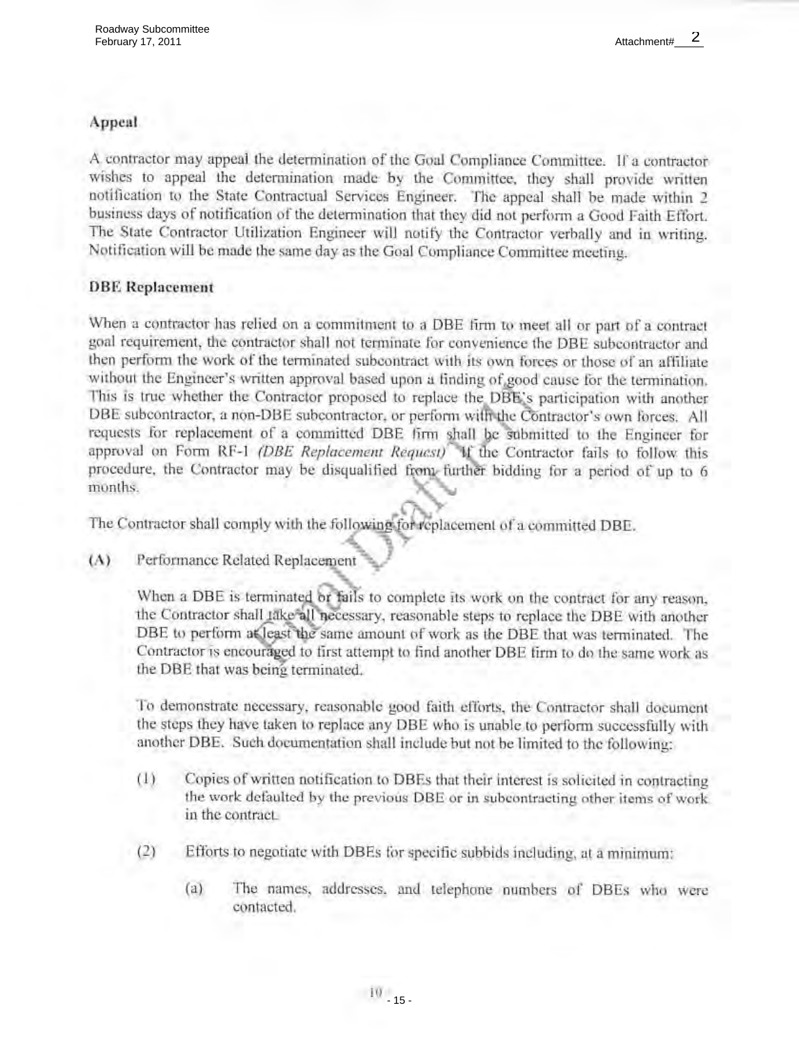## Appeal

A contractor may appeal the determination of the Goal Compliance Committee. If a contractor wishes to appeal the determination made by the Committee, they shall provide written notification to the State Contractual Services Engineer. The appeal shall be made within 2 business days of notification of the determination that they did not perform a Good Faith Effort. The State Contractor Utilization Engineer will notify the Contractor verbally and in writing. Notification will be made the same day as the Goal Compliance Committee meeting.

## DBE Replacement

When a contractor has relied on a commitment to a DBE firm to meet all or part of a contract goal requirement, the contractor shall not terminate for convenience the DBE subcontractor and then perform the work of the terminated subcontract with its own forces or those of an affiliate without the Engineer's written approval based upon a finding of good cause for the termination. This is true whether the Contractor proposed to replace the DBE's participation with another DBE subcontractor, a non-DBE subcontractor, or perform with the Contractor's own forces. All requests for replacement of a committed DBE firm shall be submitted to the Engineer for approval on Form RF-1 *(DBE Replacement Request)*. If the Contractor fails to follow this procedure, the Contractor may be disqualified from further bidding for a period of up to 6 months.

The Contractor shall comply with the following for replacement of a committed DBE.

**(A)** Performance Related Replacement

When a DBE is terminated or fails to complete its work on the contract for any reason, the Contractor shall take all necessary, reasonable steps to replace the DBE with another DBE to perform at least the same amount of work as the DBE that was terminated. The Contractor is encouraged to first attempt to find another DBE firm to do the same work as the DBE that was being terminated.

To demonstrate necessary, reasonable good faith efforts, the Contractor shall document the steps they have taken to replace any DBE who is unable to perform successfully with another DBE. Such documentation shall include but not be limited to the following:

(1) Copies of written notification to DBEs that their interest is solicited in contracting the work defaulted by the previous DBE or in subcontracting other items of work in the contract.

(2) Efforts to negotiate with DBEs for specific subbids including, at a minimum:

(a) The names, addresses, and telephone numbers of DBEs who were contacted.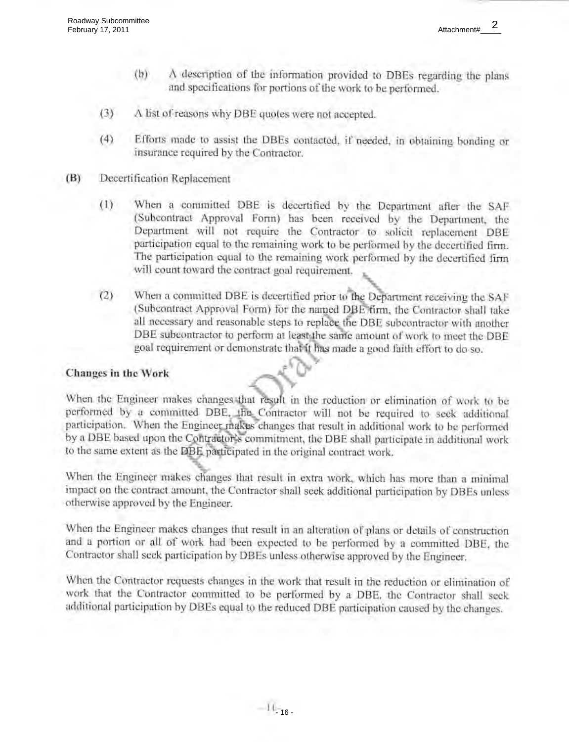(b) A description of the information provided to DBEs regarding the plans and specifications for portions of the work to be performed.

(3) A list of reasons why DBE quotes were not accepted.

(4) Efforts made to assist the DBEs contacted, if needed, in obtaining bonding or insurance required by the Contractor.

**(B)** Decertification Replacement

(1) When a committed DBE is decertified by the Department after the SAF (Subcontract Approval Form) has been received by the Department, the Department will not require the Contractor to solicit replacement DBE participation equal to the remaining work to be performed by the decertified firm. The participation equal to the remaining work performed by the decertified firm will count toward the contract goal requirement.

(2) When a committed DBE is decertified prior to the Department receiving the SAF (Subcontract Approval Form) for the named DBE firm, the Contractor shall take all necessary and reasonable steps to replace the DBE subcontractor with another DBE subcontractor to perform at least the same amount of work to meet the DBE goal requirement or demonstrate that it has made a good faith effort to do so.

**Changes in the Work**

When the Engineer makes changes that result in the reduction or elimination of work to be performed by a committed DBE, the Contractor will not be required to seek additional participation. When the Engineer makes changes that result in additional work to be performed by a DBE based upon the Contractor's commitment, the DBE shall participate in additional work to the same extent as the DBE participated in the original contract work.

When the Engineer makes changes that result in extra work, which has more than a minimal impact on the contract amount, the Contractor shall seek additional participation by DBEs unless otherwise approved by the Engineer.

When the Engineer makes changes that result in an alteration of plans or details of construction and a portion or all of work had been expected to be performed by a committed DBE, the Contractor shall seek participation by DBEs unless otherwise approved by the Engineer.

When the Contractor requests changes in the work that result in the reduction or elimination of work that the Contractor committed to be performed by a DBE, the Contractor shall seek additional participation by DBEs equal to the reduced DBE participation caused by the changes.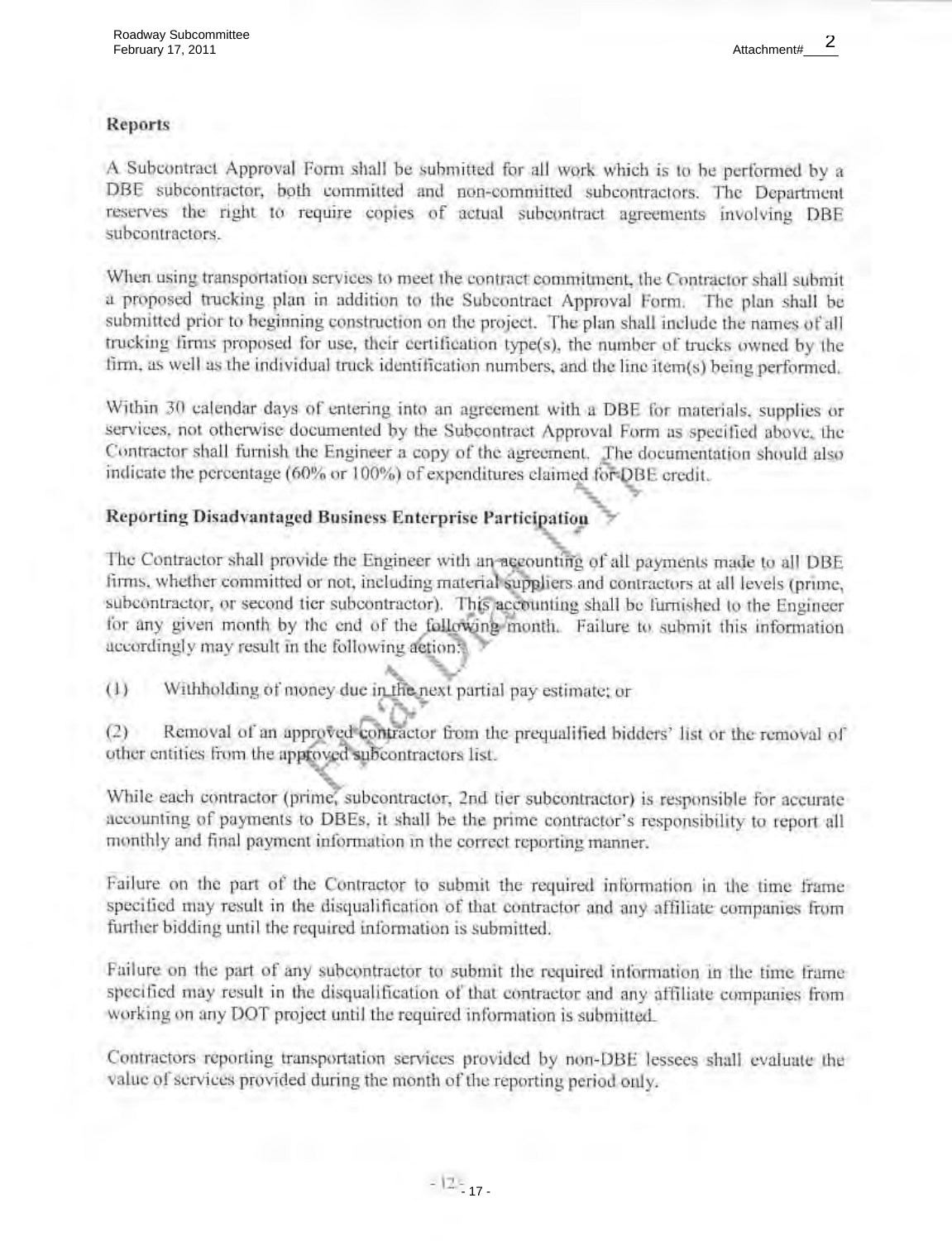## Reports

A Subcontract Approval Form shall be submitted for all work which is to be performed by a DBE subcontractor, both committed and non-committed subcontractors. The Department reserves the right to require copies of actual subcontract agreements involving DBE subcontractors.

When using transportation services to meet the contract commitment, the Contractor shall submit a proposed trucking plan in addition to the Subcontract Approval Form. The plan shall be submitted prior to beginning construction on the project. The plan shall include the names of all trucking firms proposed for use, their certification type(s), the number of trucks owned by the firm, as well as the individual truck identification numbers, and the line item(s) being performed.

Within 30 calendar days of entering into an agreement with a DBE for materials, supplies or services, not otherwise documented by the Subcontract Approval Form as specified above, the Contractor shall furnish the Engineer a copy of the agreement. The documentation should also indicate the percentage (60% or 100%) of expenditures claimed for DBE credit.

## Reporting Disadvantaged Business Enterprise Participation

The Contractor shall provide the Engineer with an accounting of all payments made to all DBE firms, whether committed or not, including material suppliers and contractors at all levels (prime, subcontractor, or second tier subcontractor). This accounting shall be furnished to the Engineer for any given month by the end of the following month. Failure to submit this information accordingly may result in the following action:

(1) Withholding of money due in the next partial pay estimate; or

(2) Removal of an approved contractor from the prequalified bidders' list or the removal of other entities from the approved subcontractors list.

While each contractor (prime, subcontractor, 2nd tier subcontractor) is responsible for accurate accounting of payments to DBEs, it shall be the prime contractor's responsibility to report all monthly and final payment information in the correct reporting manner.

Failure on the part of the Contractor to submit the required information in the time frame specified may result in the disqualification of that contractor and any affiliate companies from further bidding until the required information is submitted.

Failure on the part of any subcontractor to submit the required information in the time frame specified may result in the disqualification of that contractor and any affiliate companies from working on any DOT project until the required information is submitted.

Contractors reporting transportation services provided by non-DBE lessees shall evaluate the value of services provided during the month of the reporting period only.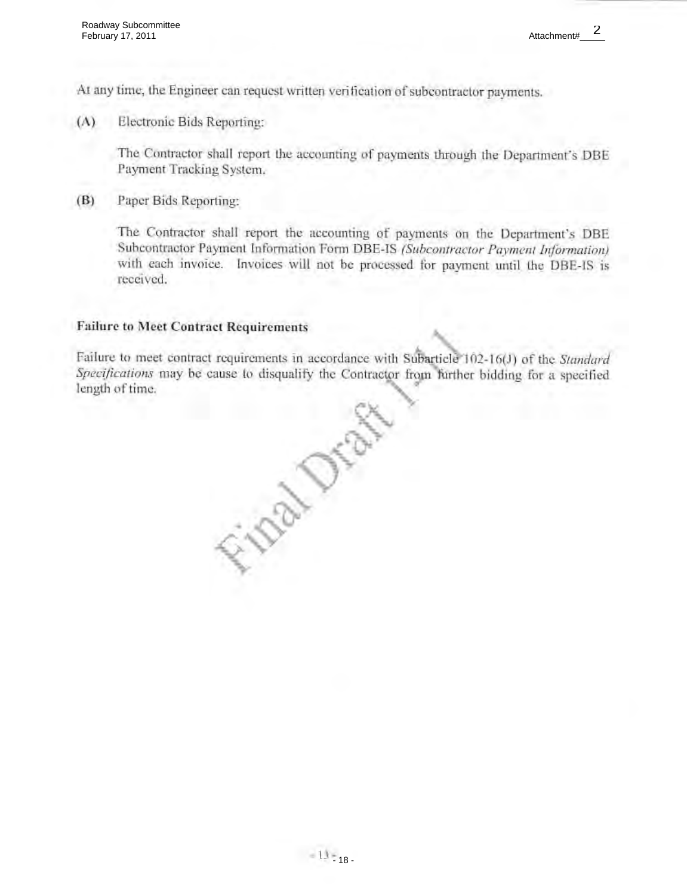At any time, the Engineer can request written verification of subcontractor payments.

(A) Electronic Bids Reporting:

The Contractor shall report the accounting of payments through the Department's DBE Payment Tracking System.

(B) Paper Bids Reporting:

The Contractor shall report the accounting of payments on the Department's DBE Subcontractor Payment Information Form DBE-IS *(Subcontractor Payment Information)* with each invoice. Invoices will not be processed for payment until the DBE-IS is received.

**Failure to Meet Contract Requirements**

Failure to meet contract requirements in accordance with Subarticle 102-16(J) of the *Standard Specifications* may be cause to disqualify the Contractor from further bidding for a specified length of time.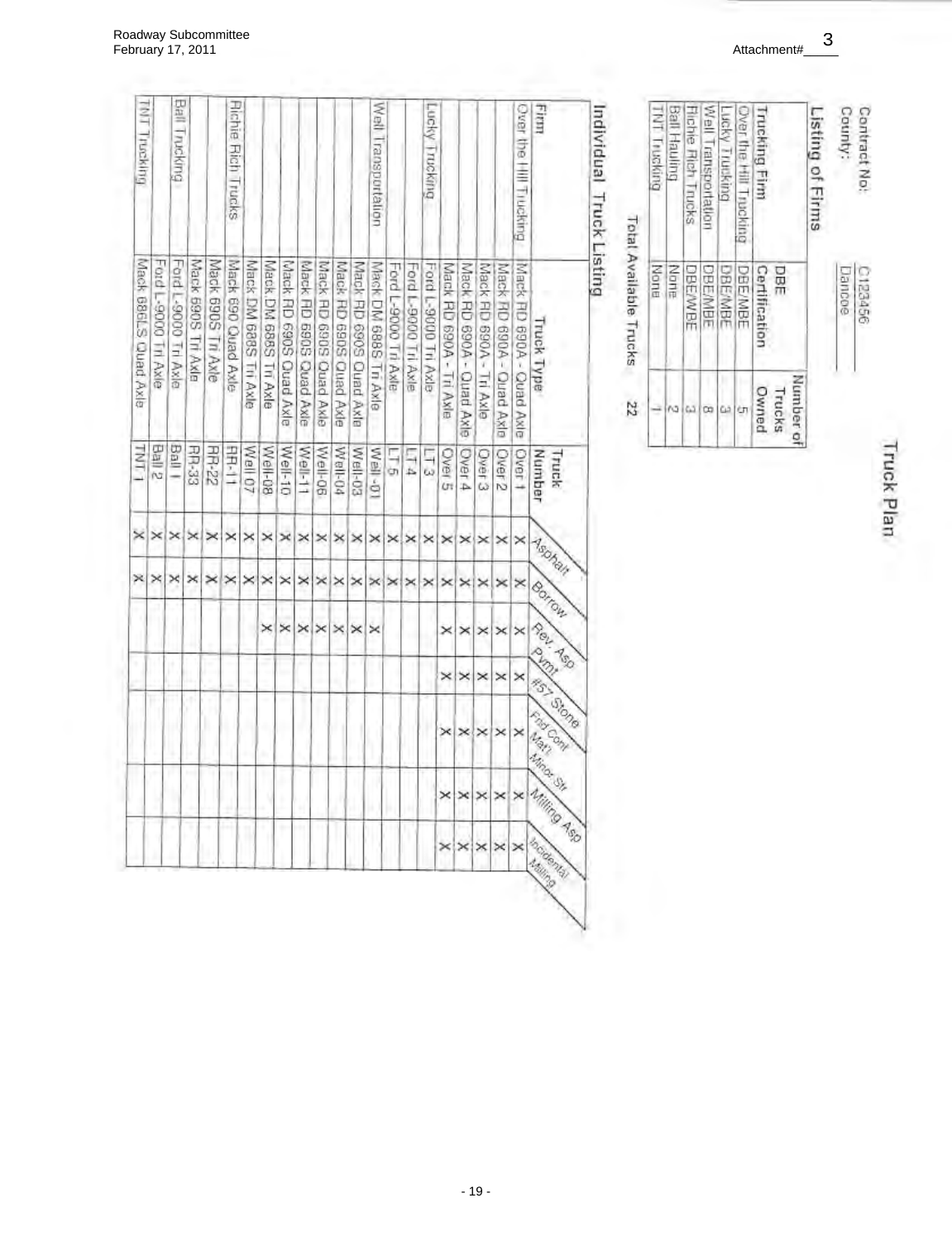Attachment# 3

# Truck Plan

Contract No: C123456

County: Dancoe

## Listing of Firms

| Trucking Firm | DBE Certification | Number of Trucks Owned |
|---|---|---|
| Over the Hill Trucking | DBE/MBE | 5 |
| Lucky Trucking | DBE/MBE | 3 |
| Well Transportation | DBE/MBE | 8 |
| Richie Rich Trucks | DBE/WBE | 3 |
| Ball Hauling | None | 2 |
| TNT Trucking | None | 1 |

Total Available Trucks 22

## Individual Truck Listing

| Firm | Truck Type | Truck Number | Asphalt | Borrow | Rev. Asp Pvmt | #57 Stone | Fnd Cont Mat'l | Minor Str | Milling Asp | Incidental Milling |
|---|---|---|---|---|---|---|---|---|---|---|
| Over the Hill Trucking | Mack RD 690A - Quad Axle | Over 1 | X | X | X | X | X | | X | X |
| | Mack RD 690A - Quad Axle | Over 2 | X | X | X | X | X | | X | X |
| | Mack RD 690A - Tri Axle | Over 3 | X | X | X | X | X | | X | X |
| | Mack RD 690A - Quad Axle | Over 4 | X | X | X | X | X | | X | X |
| | Mack RD 690A - Tri Axle | Over 5 | X | X | X | X | X | | X | X |
| Lucky Trucking | Ford L-9000 Tri Axle | LT 3 | X | X | | | | | | |
| | Ford L-9000 Tri Axle | LT 4 | X | X | | | | | | |
| | Ford L-9000 Tri Axle | LT 5 | X | X | | | | | | |
| Well Transportation | Mack DM 688S Tri Axle | Well-01 | X | X | X | | | | | |
| | Mack RD 690S Quad Axle | Well-03 | X | X | X | | | | | |
| | Mack RD 690S Quad Axle | Well-04 | X | X | X | | | | | |
| | Mack RD 690S Quad Axle | Well-06 | X | X | X | | | | | |
| | Mack RD 690S Quad Axle | Well-11 | X | X | X | | | | | |
| | Mack RD 690S Quad Axle | Well-10 | X | X | X | | | | | |
| | Mack DM 688S Tri Axle | Well-08 | X | X | X | | | | | |
| | Mack DM 688S Tri Axle | Well 07 | X | X | | | | | | |
| Richie Rich Trucks | Mack 690 Quad Axle | RR-11 | X | X | | | | | | |
| | Mack 690S Tri Axle | RR-22 | X | X | | | | | | |
| | Mack 690S Tri Axle | RR-33 | X | X | | | | | | |
| Ball Trucking | Ford L-9000 Tri Axle | Ball 1 | X | X | | | | | | |
| | Ford L-9000 Tri Axle | Ball 2 | X | X | | | | | | |
| TNT Trucking | Mack 686LS Quad Axle | TNT 1 | X | X | | | | | | |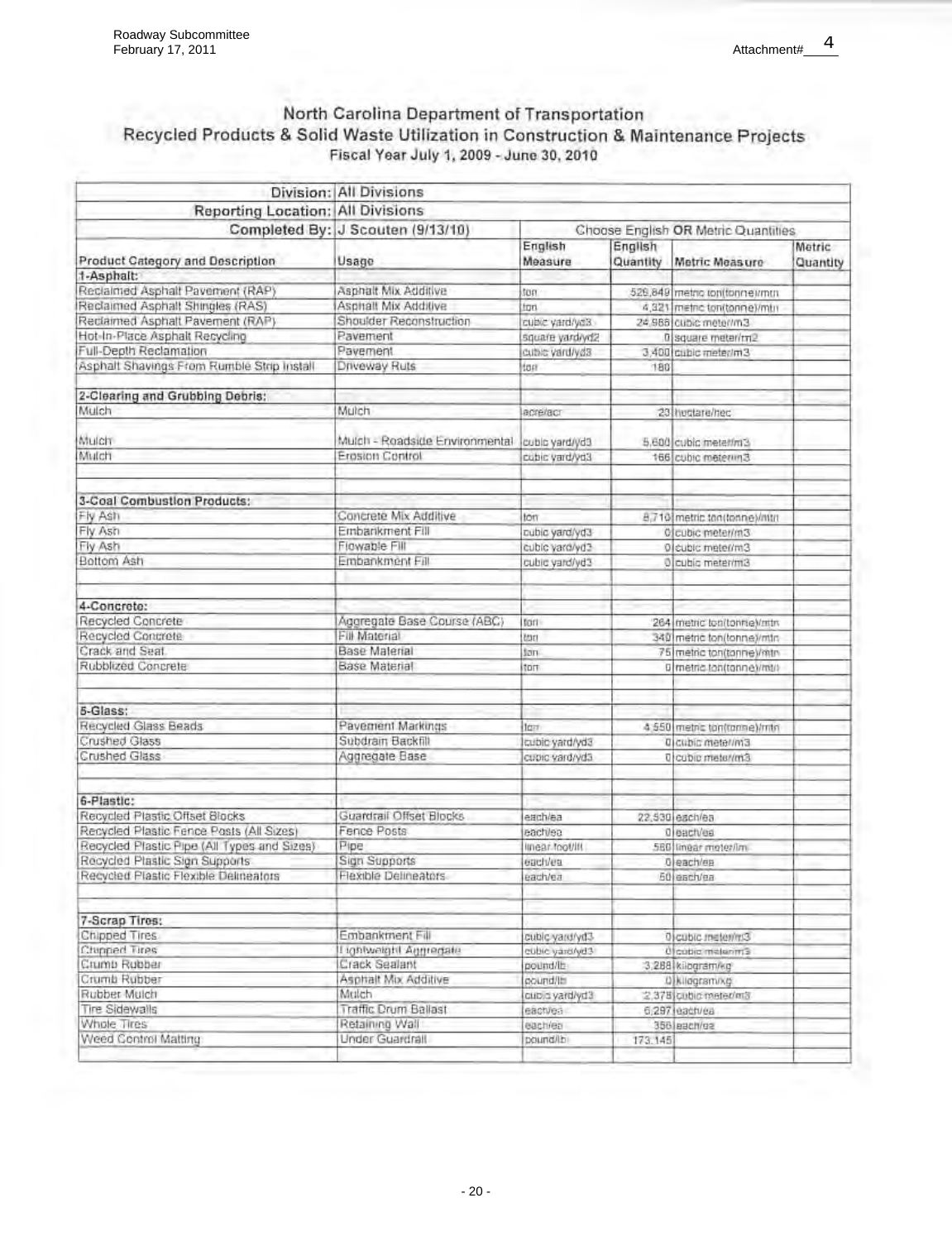# North Carolina Department of Transportation
## Recycled Products & Solid Waste Utilization in Construction & Maintenance Projects
### Fiscal Year July 1, 2009 - June 30, 2010

| | | | | | |
|---|---|---|---|---|---|
| **Division:** | All Divisions | | | | |
| **Reporting Location:** | All Divisions | | | | |
| **Completed By:** | J Scouten (9/13/10) | Choose English **OR** Metric Quantities | | | |
| **Product Category and Description** | **Usage** | **English Measure** | **English Quantity** | **Metric Measure** | **Metric Quantity** |
| **1-Asphalt:** | | | | | |
| Reclaimed Asphalt Pavement (RAP) | Asphalt Mix Additive | ton | 529,849 | metric ton(tonne)/mtn | |
| Reclaimed Asphalt Shingles (RAS) | Asphalt Mix Additive | ton | 4,321 | metric ton(tonne)/mtn | |
| Reclaimed Asphalt Pavement (RAP) | Shoulder Reconstruction | cubic yard/yd3 | 24,986 | cubic meter/m3 | |
| Hot-In-Place Asphalt Recycling | Pavement | square yard/yd2 | 0 | square meter/m2 | |
| Full-Depth Reclamation | Pavement | cubic yard/yd3 | 3,400 | cubic meter/m3 | |
| Asphalt Shavings From Rumble Strip Install | Driveway Ruts | ton | 180 | | |
| | | | | | |
| **2-Clearing and Grubbing Debris:** | | | | | |
| Mulch | Mulch | acre/acr | 23 | hectare/hec | |
| Mulch | Mulch - Roadside Environmental | cubic yard/yd3 | 5,600 | cubic meter/m3 | |
| Mulch | Erosion Control | cubic yard/yd3 | 166 | cubic meter/m3 | |
| | | | | | |
| **3-Coal Combustion Products:** | | | | | |
| Fly Ash | Concrete Mix Additive | ton | 8,710 | metric ton(tonne)/mtn | |
| Fly Ash | Embankment Fill | cubic yard/yd3 | 0 | cubic meter/m3 | |
| Fly Ash | Flowable Fill | cubic yard/yd3 | 0 | cubic meter/m3 | |
| Bottom Ash | Embankment Fill | cubic yard/yd3 | 0 | cubic meter/m3 | |
| | | | | | |
| **4-Concrete:** | | | | | |
| Recycled Concrete | Aggregate Base Course (ABC) | ton | 264 | metric ton(tonne)/mtn | |
| Recycled Concrete | Fill Material | ton | 340 | metric ton(tonne)/mtn | |
| Crack and Seat | Base Material | ton | 75 | metric ton(tonne)/mtn | |
| Rubblized Concrete | Base Material | ton | 0 | metric ton(tonne)/mtn | |
| | | | | | |
| **5-Glass:** | | | | | |
| Recycled Glass Beads | Pavement Markings | ton | 4,550 | metric ton(tonne)/mtn | |
| Crushed Glass | Subdrain Backfill | cubic yard/yd3 | 0 | cubic meter/m3 | |
| Crushed Glass | Aggregate Base | cubic yard/yd3 | 0 | cubic meter/m3 | |
| | | | | | |
| **6-Plastic:** | | | | | |
| Recycled Plastic Offset Blocks | Guardrail Offset Blocks | each/ea | 22,530 | each/ea | |
| Recycled Plastic Fence Posts (All Sizes) | Fence Posts | each/ea | 0 | each/ea | |
| Recycled Plastic Pipe (All Types and Sizes) | Pipe | linear foot/lft | 560 | linear meter/lm | |
| Recycled Plastic Sign Supports | Sign Supports | each/ea | 0 | each/ea | |
| Recycled Plastic Flexible Delineators | Flexible Delineators | each/ea | 50 | each/ea | |
| | | | | | |
| **7-Scrap Tires:** | | | | | |
| Chipped Tires | Embankment Fill | cubic yard/yd3 | 0 | cubic meter/m3 | |
| Chipped Tires | Lightweight Aggregate | cubic yard/yd3 | 0 | cubic meter/m3 | |
| Crumb Rubber | Crack Sealant | pound/lb | 3,288 | kilogram/kg | |
| Crumb Rubber | Asphalt Mix Additive | pound/lb | 0 | kilogram/kg | |
| Rubber Mulch | Mulch | cubic yard/yd3 | 2,378 | cubic meter/m3 | |
| Tire Sidewalls | Traffic Drum Ballast | each/ea | 6,297 | each/ea | |
| Whole Tires | Retaining Wall | each/ea | 356 | each/ea | |
| Weed Control Matting | Under Guardrail | pound/lb | 173,145 | | |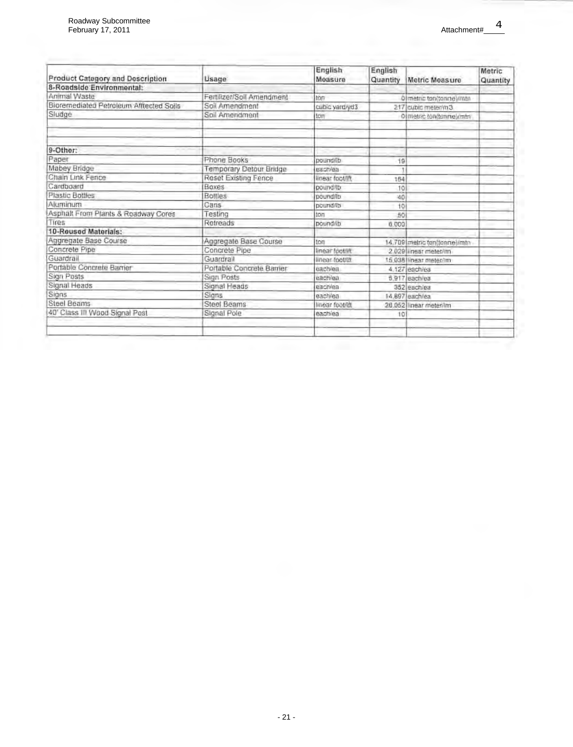Roadway Subcommittee
February 17, 2011

Attachment# 4

| Product Category and Description | Usage | English Measure | English Quantity | Metric Measure | Metric Quantity |
|---|---|---|---|---|---|
| **8-Roadside Environmental:** | | | | | |
| Animal Waste | Fertilizer/Soil Amendment | ton | 0 | metric ton(tonne)/mtn | |
| Bioremediated Petroleum Afftected Soils | Soil Amendment | cubic yard/yd3 | 217 | cubic meter/m3 | |
| Sludge | Soil Amendment | ton | 0 | metric ton(tonne)/mtn | |
| | | | | | |
| | | | | | |
| **9-Other:** | | | | | |
| Paper | Phone Books | pound/lb | 19 | | |
| Mabey Bridge | Temporary Detour Bridge | each/ea | 1 | | |
| Chain Link Fence | Reset Existing Fence | linear foot/lft | 164 | | |
| Cardboard | Boxes | pound/lb | 10 | | |
| Plastic Bottles | Bottles | pound/lb | 40 | | |
| Aluminum | Cans | pound/lb | 10 | | |
| Asphalt From Plants & Roadway Cores | Testing | ton | 50 | | |
| Tires | Retreads | pound/lb | 6,000 | | |
| **10-Reused Materials:** | | | | | |
| Aggregate Base Course | Aggregate Base Course | ton | 14,709 | metric ton(tonne)/mtn | |
| Concrete Pipe | Concrete Pipe | linear foot/lft | 2,029 | linear meter/lm | |
| Guardrail | Guardrail | linear foot/lft | 15,038 | linear meter/lm | |
| Portable Concrete Barrier | Portable Concrete Barrier | each/ea | 4,127 | each/ea | |
| Sign Posts | Sign Posts | each/ea | 5,917 | each/ea | |
| Signal Heads | Signal Heads | each/ea | 352 | each/ea | |
| Signs | Signs | each/ea | 14,897 | each/ea | |
| Steel Beams | Steel Beams | linear foot/lft | 28,052 | linear meter/lm | |
| 40' Class III Wood Signal Post | Signal Pole | each/ea | 10 | | |
| | | | | | |
| | | | | | |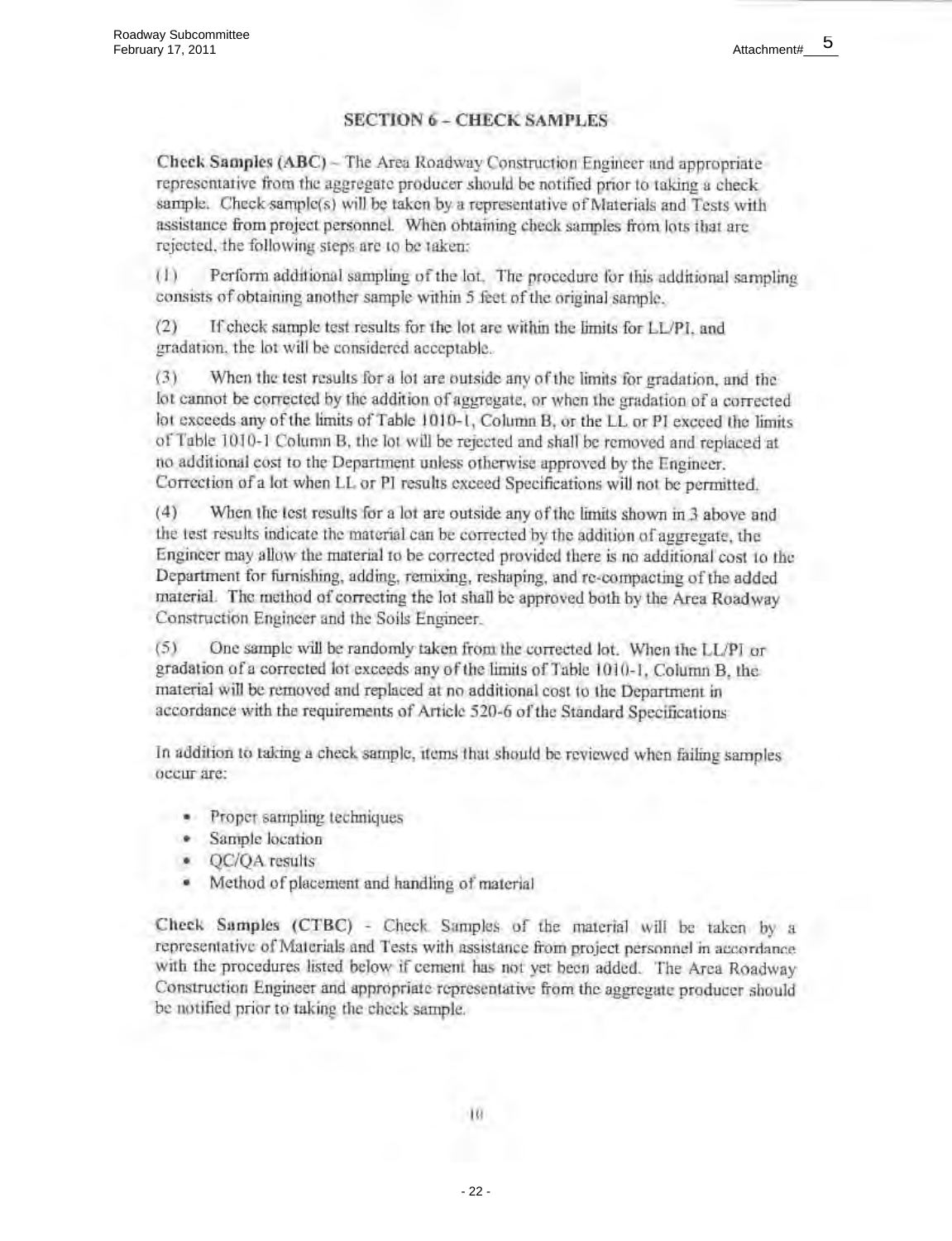## SECTION 6 – CHECK SAMPLES

**Check Samples (ABC)** – The Area Roadway Construction Engineer and appropriate representative from the aggregate producer should be notified prior to taking a check sample. Check sample(s) will be taken by a representative of Materials and Tests with assistance from project personnel. When obtaining check samples from lots that are rejected, the following steps are to be taken:

(1) Perform additional sampling of the lot. The procedure for this additional sampling consists of obtaining another sample within 5 feet of the original sample.

(2) If check sample test results for the lot are within the limits for LL/PI, and gradation, the lot will be considered acceptable.

(3) When the test results for a lot are outside any of the limits for gradation, and the lot cannot be corrected by the addition of aggregate, or when the gradation of a corrected lot exceeds any of the limits of Table 1010-1, Column B, or the LL or PI exceed the limits of Table 1010-1 Column B, the lot will be rejected and shall be removed and replaced at no additional cost to the Department unless otherwise approved by the Engineer. Correction of a lot when LL or PI results exceed Specifications will not be permitted.

(4) When the test results for a lot are outside any of the limits shown in 3 above and the test results indicate the material can be corrected by the addition of aggregate, the Engineer may allow the material to be corrected provided there is no additional cost to the Department for furnishing, adding, remixing, reshaping, and re-compacting of the added material. The method of correcting the lot shall be approved both by the Area Roadway Construction Engineer and the Soils Engineer.

(5) One sample will be randomly taken from the corrected lot. When the LL/PI or gradation of a corrected lot exceeds any of the limits of Table 1010-1, Column B, the material will be removed and replaced at no additional cost to the Department in accordance with the requirements of Article 520-6 of the Standard Specifications.

In addition to taking a check sample, items that should be reviewed when failing samples occur are:

- Proper sampling techniques
- Sample location
- QC/QA results
- Method of placement and handling of material

**Check Samples (CTBC)** - Check Samples of the material will be taken by a representative of Materials and Tests with assistance from project personnel in accordance with the procedures listed below if cement has not yet been added. The Area Roadway Construction Engineer and appropriate representative from the aggregate producer should be notified prior to taking the check sample.